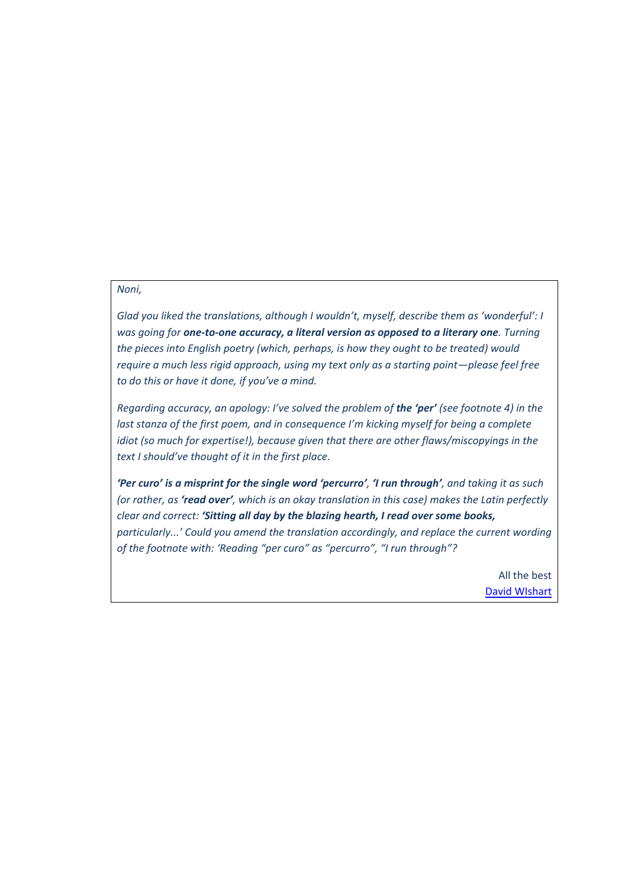*Noni,*

*Glad you liked the translations, although I wouldn't, myself, describe them as 'wonderful': I was going for* ***one-to-one accuracy, a literal version as opposed to a literary one****. Turning the pieces into English poetry (which, perhaps, is how they ought to be treated) would require a much less rigid approach, using my text only as a starting point—please feel free to do this or have it done, if you've a mind.*

*Regarding accuracy, an apology: I've solved the problem of* ***the 'per'*** *(see footnote 4) in the last stanza of the first poem, and in consequence I'm kicking myself for being a complete idiot (so much for expertise!), because given that there are other flaws/miscopyings in the text I should've thought of it in the first place.*

***'Per curo' is a misprint for the single word 'percurro', 'I run through',*** *and taking it as such (or rather, as* ***'read over'****, which is an okay translation in this case) makes the Latin perfectly clear and correct:* ***'Sitting all day by the blazing hearth, I read over some books,*** *particularly...' Could you amend the translation accordingly, and replace the current wording of the footnote with: 'Reading "per curo" as "percurro", "I run through"?*

All the best
[David WIshart]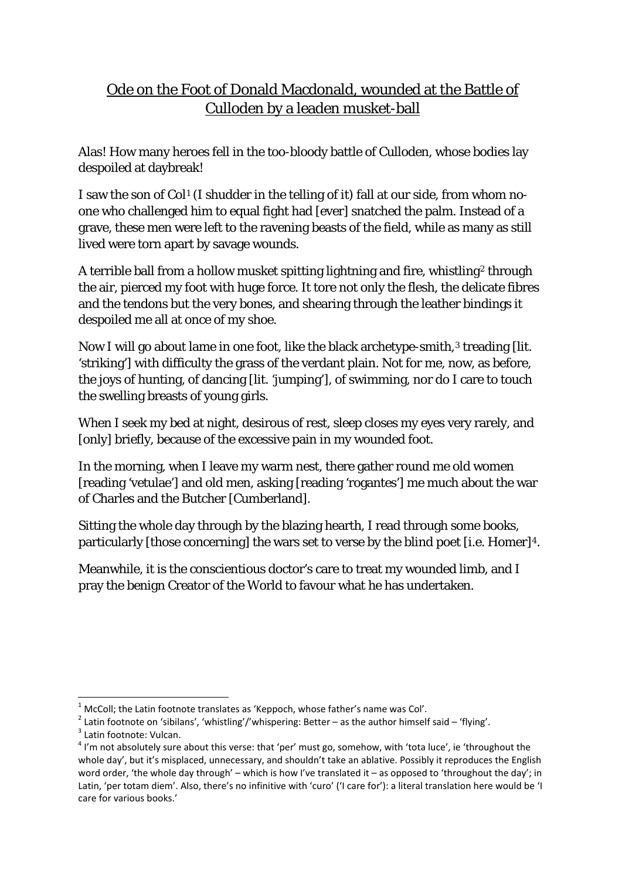## Ode on the Foot of Donald Macdonald, wounded at the Battle of Culloden by a leaden musket-ball

Alas! How many heroes fell in the too-bloody battle of Culloden, whose bodies lay despoiled at daybreak!

I saw the son of Col[1] (I shudder in the telling of it) fall at our side, from whom no-one who challenged him to equal fight had [ever] snatched the palm. Instead of a grave, these men were left to the ravening beasts of the field, while as many as still lived were torn apart by savage wounds.

A terrible ball from a hollow musket spitting lightning and fire, whistling[2] through the air, pierced my foot with huge force. It tore not only the flesh, the delicate fibres and the tendons but the very bones, and shearing through the leather bindings it despoiled me all at once of my shoe.

Now I will go about lame in one foot, like the black archetype-smith,[3] treading [lit. 'striking'] with difficulty the grass of the verdant plain. Not for me, now, as before, the joys of hunting, of dancing [lit. 'jumping'], of swimming, nor do I care to touch the swelling breasts of young girls.

When I seek my bed at night, desirous of rest, sleep closes my eyes very rarely, and [only] briefly, because of the excessive pain in my wounded foot.

In the morning, when I leave my warm nest, there gather round me old women [reading 'vetulae'] and old men, asking [reading 'rogantes'] me much about the war of Charles and the Butcher [Cumberland].

Sitting the whole day through by the blazing hearth, I read through some books, particularly [those concerning] the wars set to verse by the blind poet [i.e. Homer][4].

Meanwhile, it is the conscientious doctor's care to treat my wounded limb, and I pray the benign Creator of the World to favour what he has undertaken.

---

[1] McColl; the Latin footnote translates as 'Keppoch, whose father's name was Col'.

[2] Latin footnote on 'sibilans', 'whistling'/'whispering: Better – as the author himself said – 'flying'.

[3] Latin footnote: Vulcan.

[4] I'm not absolutely sure about this verse: that 'per' must go, somehow, with 'tota luce', ie 'throughout the whole day', but it's misplaced, unnecessary, and shouldn't take an ablative. Possibly it reproduces the English word order, 'the whole day through' – which is how I've translated it – as opposed to 'throughout the day'; in Latin, 'per totam diem'. Also, there's no infinitive with 'curo' ('I care for'): a literal translation here would be 'I care for various books.'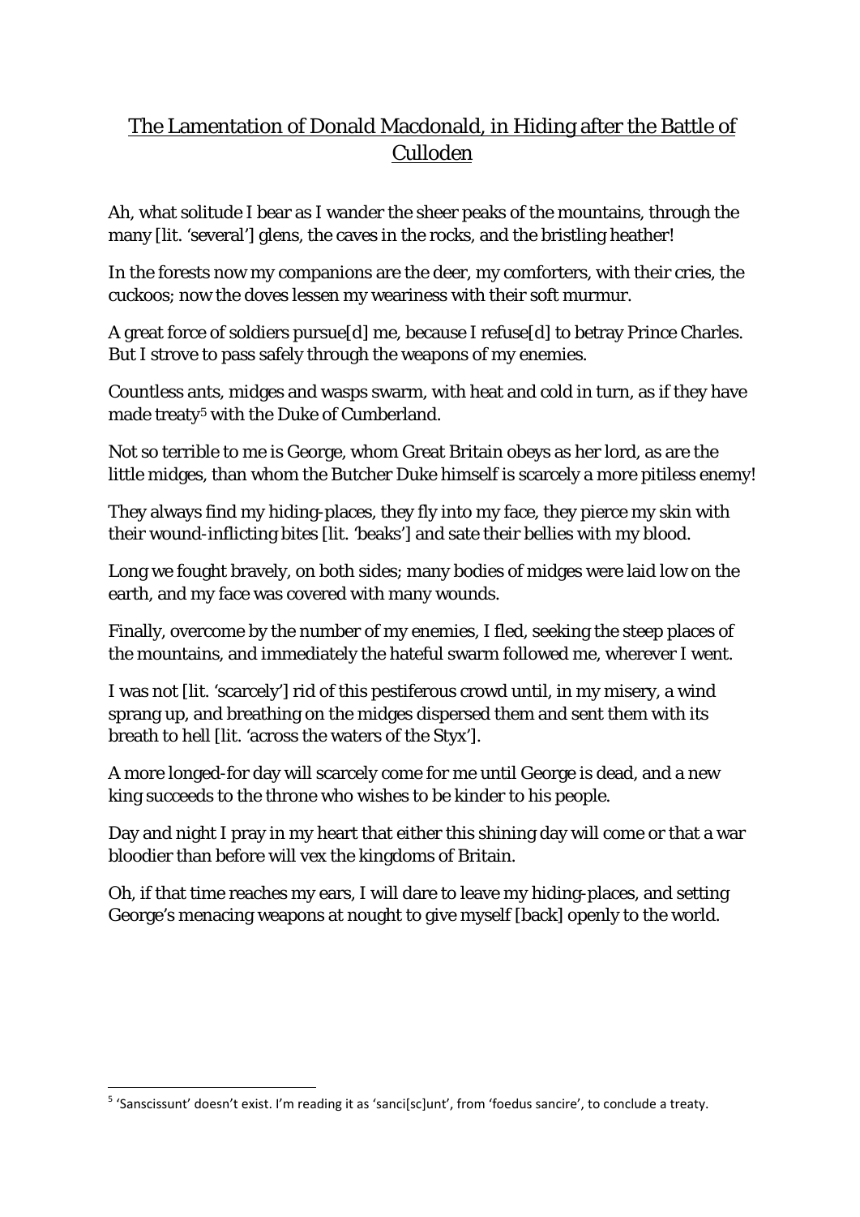## The Lamentation of Donald Macdonald, in Hiding after the Battle of Culloden

Ah, what solitude I bear as I wander the sheer peaks of the mountains, through the many [lit. 'several'] glens, the caves in the rocks, and the bristling heather!

In the forests now my companions are the deer, my comforters, with their cries, the cuckoos; now the doves lessen my weariness with their soft murmur.

A great force of soldiers pursue[d] me, because I refuse[d] to betray Prince Charles. But I strove to pass safely through the weapons of my enemies.

Countless ants, midges and wasps swarm, with heat and cold in turn, as if they have made treaty[5] with the Duke of Cumberland.

Not so terrible to me is George, whom Great Britain obeys as her lord, as are the little midges, than whom the Butcher Duke himself is scarcely a more pitiless enemy!

They always find my hiding-places, they fly into my face, they pierce my skin with their wound-inflicting bites [lit. 'beaks'] and sate their bellies with my blood.

Long we fought bravely, on both sides; many bodies of midges were laid low on the earth, and my face was covered with many wounds.

Finally, overcome by the number of my enemies, I fled, seeking the steep places of the mountains, and immediately the hateful swarm followed me, wherever I went.

I was not [lit. 'scarcely'] rid of this pestiferous crowd until, in my misery, a wind sprang up, and breathing on the midges dispersed them and sent them with its breath to hell [lit. 'across the waters of the Styx'].

A more longed-for day will scarcely come for me until George is dead, and a new king succeeds to the throne who wishes to be kinder to his people.

Day and night I pray in my heart that either this shining day will come or that a war bloodier than before will vex the kingdoms of Britain.

Oh, if that time reaches my ears, I will dare to leave my hiding-places, and setting George's menacing weapons at nought to give myself [back] openly to the world.

---

[5] 'Sanscissunt' doesn't exist. I'm reading it as 'sanci[sc]unt', from 'foedus sancire', to conclude a treaty.